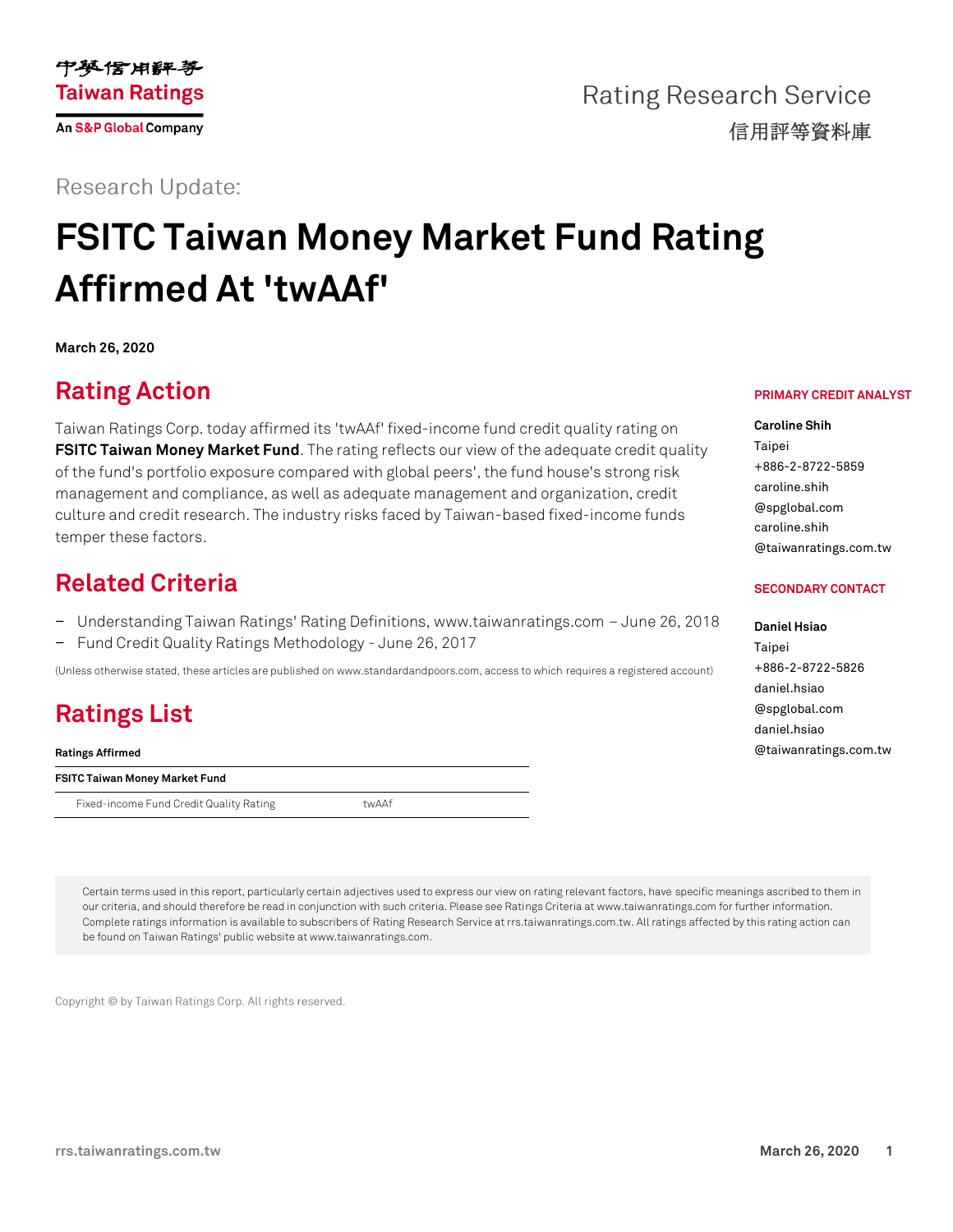Rating Research Service

信用評等資料庫

Research Update:

# FSITC Taiwan Money Market Fund Rating Affirmed At 'twAAf'

**March 26, 2020**

## Rating Action

Taiwan Ratings Corp. today affirmed its 'twAAf' fixed-income fund credit quality rating on **FSITC Taiwan Money Market Fund**. The rating reflects our view of the adequate credit quality of the fund's portfolio exposure compared with global peers', the fund house's strong risk management and compliance, as well as adequate management and organization, credit culture and credit research. The industry risks faced by Taiwan-based fixed-income funds temper these factors.

## Related Criteria

- Understanding Taiwan Ratings' Rating Definitions, www.taiwanratings.com – June 26, 2018
- Fund Credit Quality Ratings Methodology - June 26, 2017

(Unless otherwise stated, these articles are published on www.standardandpoors.com, access to which requires a registered account)

## Ratings List

| Ratings Affirmed | |
|---|---|
| **FSITC Taiwan Money Market Fund** | |
| Fixed-income Fund Credit Quality Rating | twAAf |

**PRIMARY CREDIT ANALYST**

**Caroline Shih**
Taipei
+886-2-8722-5859
caroline.shih@spglobal.com
caroline.shih@taiwanratings.com.tw

**SECONDARY CONTACT**

**Daniel Hsiao**
Taipei
+886-2-8722-5826
daniel.hsiao@spglobal.com
daniel.hsiao@taiwanratings.com.tw

Certain terms used in this report, particularly certain adjectives used to express our view on rating relevant factors, have specific meanings ascribed to them in our criteria, and should therefore be read in conjunction with such criteria. Please see Ratings Criteria at www.taiwanratings.com for further information. Complete ratings information is available to subscribers of Rating Research Service at rrs.taiwanratings.com.tw. All ratings affected by this rating action can be found on Taiwan Ratings' public website at www.taiwanratings.com.

Copyright © by Taiwan Ratings Corp. All rights reserved.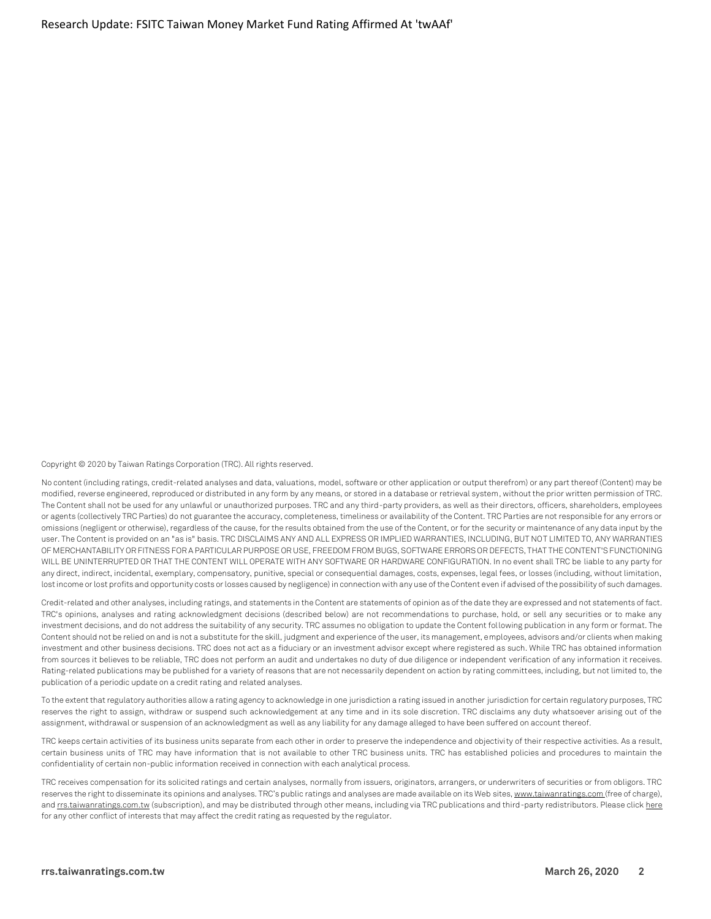Copyright © 2020 by Taiwan Ratings Corporation (TRC). All rights reserved.

No content (including ratings, credit-related analyses and data, valuations, model, software or other application or output therefrom) or any part thereof (Content) may be modified, reverse engineered, reproduced or distributed in any form by any means, or stored in a database or retrieval system, without the prior written permission of TRC. The Content shall not be used for any unlawful or unauthorized purposes. TRC and any third-party providers, as well as their directors, officers, shareholders, employees or agents (collectively TRC Parties) do not guarantee the accuracy, completeness, timeliness or availability of the Content. TRC Parties are not responsible for any errors or omissions (negligent or otherwise), regardless of the cause, for the results obtained from the use of the Content, or for the security or maintenance of any data input by the user. The Content is provided on an "as is" basis. TRC DISCLAIMS ANY AND ALL EXPRESS OR IMPLIED WARRANTIES, INCLUDING, BUT NOT LIMITED TO, ANY WARRANTIES OF MERCHANTABILITY OR FITNESS FOR A PARTICULAR PURPOSE OR USE, FREEDOM FROM BUGS, SOFTWARE ERRORS OR DEFECTS, THAT THE CONTENT'S FUNCTIONING WILL BE UNINTERRUPTED OR THAT THE CONTENT WILL OPERATE WITH ANY SOFTWARE OR HARDWARE CONFIGURATION. In no event shall TRC be liable to any party for any direct, indirect, incidental, exemplary, compensatory, punitive, special or consequential damages, costs, expenses, legal fees, or losses (including, without limitation, lost income or lost profits and opportunity costs or losses caused by negligence) in connection with any use of the Content even if advised of the possibility of such damages.

Credit-related and other analyses, including ratings, and statements in the Content are statements of opinion as of the date they are expressed and not statements of fact. TRC's opinions, analyses and rating acknowledgment decisions (described below) are not recommendations to purchase, hold, or sell any securities or to make any investment decisions, and do not address the suitability of any security. TRC assumes no obligation to update the Content following publication in any form or format. The Content should not be relied on and is not a substitute for the skill, judgment and experience of the user, its management, employees, advisors and/or clients when making investment and other business decisions. TRC does not act as a fiduciary or an investment advisor except where registered as such. While TRC has obtained information from sources it believes to be reliable, TRC does not perform an audit and undertakes no duty of due diligence or independent verification of any information it receives. Rating-related publications may be published for a variety of reasons that are not necessarily dependent on action by rating committees, including, but not limited to, the publication of a periodic update on a credit rating and related analyses.

To the extent that regulatory authorities allow a rating agency to acknowledge in one jurisdiction a rating issued in another jurisdiction for certain regulatory purposes, TRC reserves the right to assign, withdraw or suspend such acknowledgement at any time and in its sole discretion. TRC disclaims any duty whatsoever arising out of the assignment, withdrawal or suspension of an acknowledgment as well as any liability for any damage alleged to have been suffered on account thereof.

TRC keeps certain activities of its business units separate from each other in order to preserve the independence and objectivity of their respective activities. As a result, certain business units of TRC may have information that is not available to other TRC business units. TRC has established policies and procedures to maintain the confidentiality of certain non-public information received in connection with each analytical process.

TRC receives compensation for its solicited ratings and certain analyses, normally from issuers, originators, arrangers, or underwriters of securities or from obligors. TRC reserves the right to disseminate its opinions and analyses. TRC's public ratings and analyses are made available on its Web sites, www.taiwanratings.com (free of charge), and rrs.taiwanratings.com.tw (subscription), and may be distributed through other means, including via TRC publications and third-party redistributors. Please click here for any other conflict of interests that may affect the credit rating as requested by the regulator.